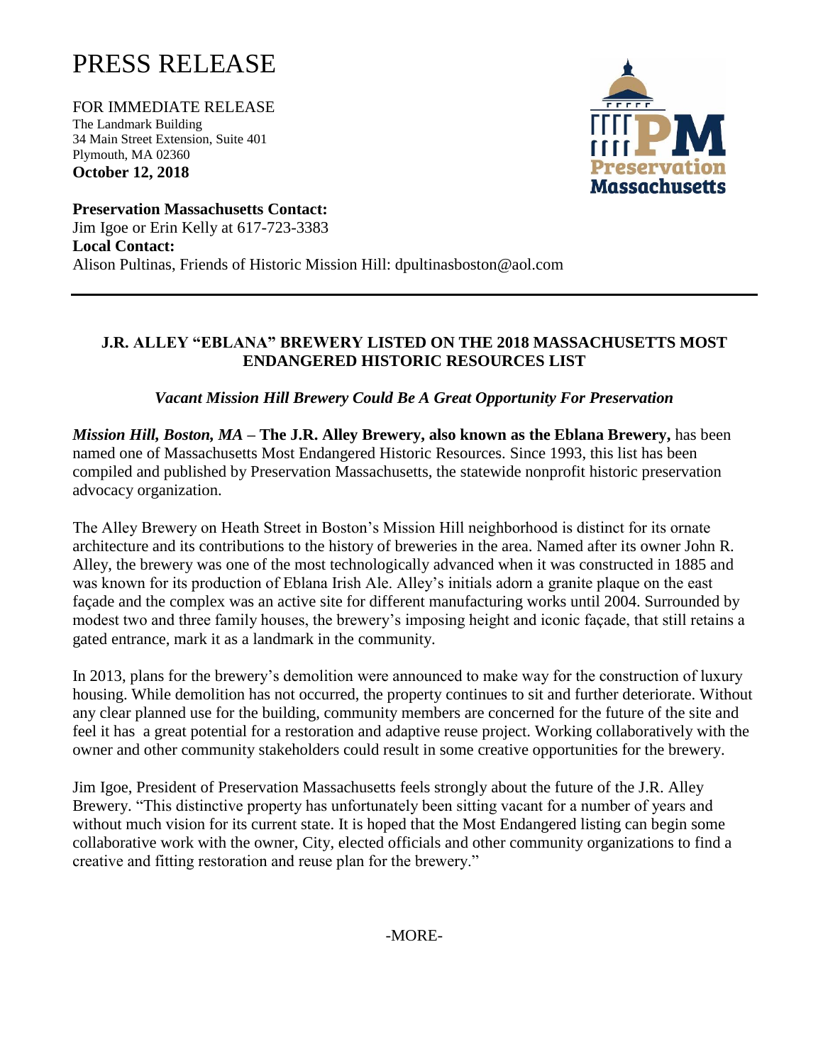# PRESS RELEASE

FOR IMMEDIATE RELEASE
The Landmark Building
34 Main Street Extension, Suite 401
Plymouth, MA 02360
**October 12, 2018**

**Preservation Massachusetts Contact:**
Jim Igoe or Erin Kelly at 617-723-3383
**Local Contact:**
Alison Pultinas, Friends of Historic Mission Hill: dpultinasboston@aol.com

---

## J.R. ALLEY "EBLANA" BREWERY LISTED ON THE 2018 MASSACHUSETTS MOST ENDANGERED HISTORIC RESOURCES LIST

### *Vacant Mission Hill Brewery Could Be A Great Opportunity For Preservation*

***Mission Hill, Boston, MA* – The J.R. Alley Brewery, also known as the Eblana Brewery,** has been named one of Massachusetts Most Endangered Historic Resources. Since 1993, this list has been compiled and published by Preservation Massachusetts, the statewide nonprofit historic preservation advocacy organization.

The Alley Brewery on Heath Street in Boston's Mission Hill neighborhood is distinct for its ornate architecture and its contributions to the history of breweries in the area. Named after its owner John R. Alley, the brewery was one of the most technologically advanced when it was constructed in 1885 and was known for its production of Eblana Irish Ale. Alley's initials adorn a granite plaque on the east façade and the complex was an active site for different manufacturing works until 2004. Surrounded by modest two and three family houses, the brewery's imposing height and iconic façade, that still retains a gated entrance, mark it as a landmark in the community.

In 2013, plans for the brewery's demolition were announced to make way for the construction of luxury housing. While demolition has not occurred, the property continues to sit and further deteriorate. Without any clear planned use for the building, community members are concerned for the future of the site and feel it has a great potential for a restoration and adaptive reuse project. Working collaboratively with the owner and other community stakeholders could result in some creative opportunities for the brewery.

Jim Igoe, President of Preservation Massachusetts feels strongly about the future of the J.R. Alley Brewery. "This distinctive property has unfortunately been sitting vacant for a number of years and without much vision for its current state. It is hoped that the Most Endangered listing can begin some collaborative work with the owner, City, elected officials and other community organizations to find a creative and fitting restoration and reuse plan for the brewery."

-MORE-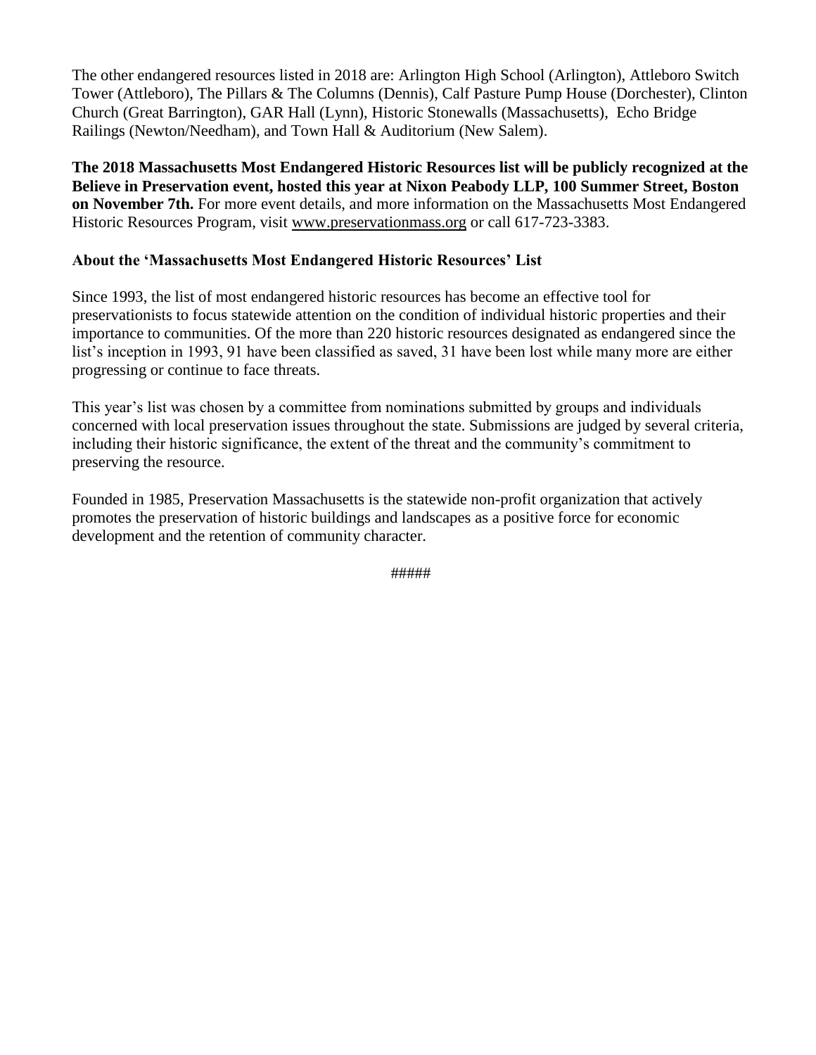The other endangered resources listed in 2018 are: Arlington High School (Arlington), Attleboro Switch Tower (Attleboro), The Pillars & The Columns (Dennis), Calf Pasture Pump House (Dorchester), Clinton Church (Great Barrington), GAR Hall (Lynn), Historic Stonewalls (Massachusetts), Echo Bridge Railings (Newton/Needham), and Town Hall & Auditorium (New Salem).

**The 2018 Massachusetts Most Endangered Historic Resources list will be publicly recognized at the Believe in Preservation event, hosted this year at Nixon Peabody LLP, 100 Summer Street, Boston on November 7th.** For more event details, and more information on the Massachusetts Most Endangered Historic Resources Program, visit www.preservationmass.org or call 617-723-3383.

**About the 'Massachusetts Most Endangered Historic Resources' List**

Since 1993, the list of most endangered historic resources has become an effective tool for preservationists to focus statewide attention on the condition of individual historic properties and their importance to communities. Of the more than 220 historic resources designated as endangered since the list's inception in 1993, 91 have been classified as saved, 31 have been lost while many more are either progressing or continue to face threats.

This year's list was chosen by a committee from nominations submitted by groups and individuals concerned with local preservation issues throughout the state. Submissions are judged by several criteria, including their historic significance, the extent of the threat and the community's commitment to preserving the resource.

Founded in 1985, Preservation Massachusetts is the statewide non-profit organization that actively promotes the preservation of historic buildings and landscapes as a positive force for economic development and the retention of community character.

#####